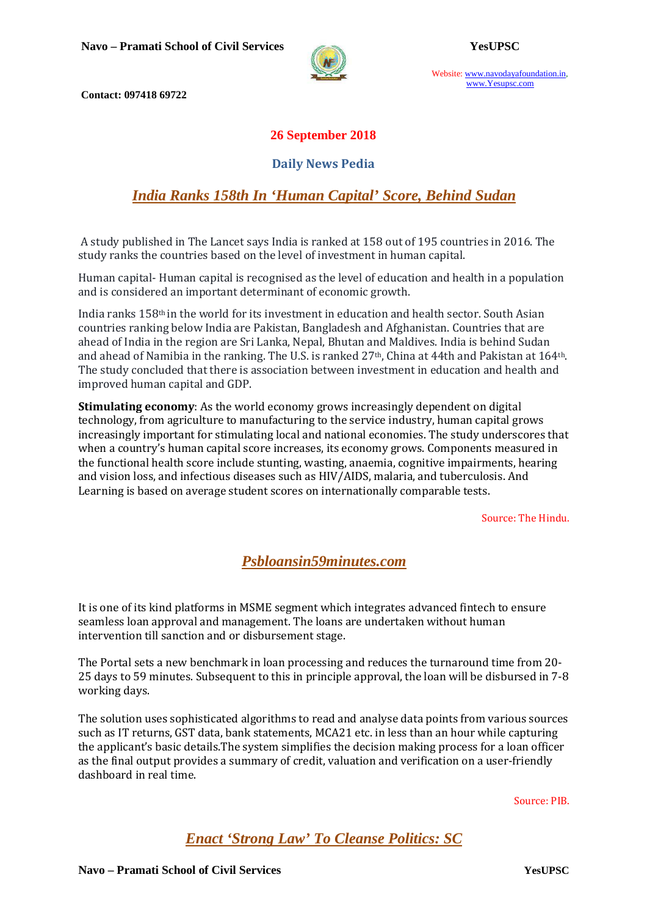# 26 September 2018

## Daily News Pedia

### *India Ranks 158th In 'Human Capital' Score, Behind Sudan*

A study published in The Lancet says India is ranked at 158 out of 195 countries in 2016. The study ranks the countries based on the level of investment in human capital.

Human capital- Human capital is recognised as the level of education and health in a population and is considered an important determinant of economic growth.

India ranks 158th in the world for its investment in education and health sector. South Asian countries ranking below India are Pakistan, Bangladesh and Afghanistan. Countries that are ahead of India in the region are Sri Lanka, Nepal, Bhutan and Maldives. India is behind Sudan and ahead of Namibia in the ranking. The U.S. is ranked 27th, China at 44th and Pakistan at 164th. The study concluded that there is association between investment in education and health and improved human capital and GDP.

**Stimulating economy**: As the world economy grows increasingly dependent on digital technology, from agriculture to manufacturing to the service industry, human capital grows increasingly important for stimulating local and national economies. The study underscores that when a country's human capital score increases, its economy grows. Components measured in the functional health score include stunting, wasting, anaemia, cognitive impairments, hearing and vision loss, and infectious diseases such as HIV/AIDS, malaria, and tuberculosis. And Learning is based on average student scores on internationally comparable tests.

Source: The Hindu.

### *Psbloansin59minutes.com*

It is one of its kind platforms in MSME segment which integrates advanced fintech to ensure seamless loan approval and management. The loans are undertaken without human intervention till sanction and or disbursement stage.

The Portal sets a new benchmark in loan processing and reduces the turnaround time from 20-25 days to 59 minutes. Subsequent to this in principle approval, the loan will be disbursed in 7-8 working days.

The solution uses sophisticated algorithms to read and analyse data points from various sources such as IT returns, GST data, bank statements, MCA21 etc. in less than an hour while capturing the applicant's basic details.The system simplifies the decision making process for a loan officer as the final output provides a summary of credit, valuation and verification on a user-friendly dashboard in real time.

Source: PIB.

### *Enact 'Strong Law' To Cleanse Politics: SC*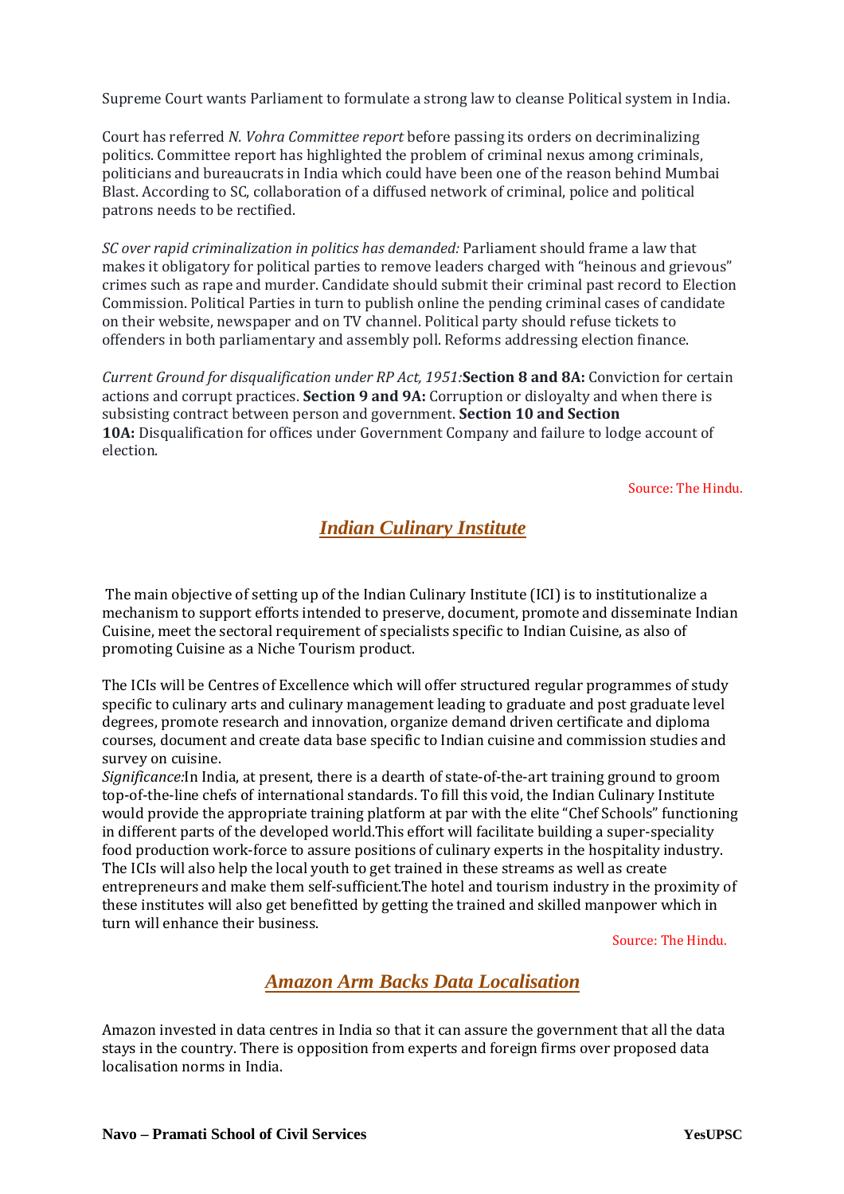Supreme Court wants Parliament to formulate a strong law to cleanse Political system in India.

Court has referred *N. Vohra Committee report* before passing its orders on decriminalizing politics. Committee report has highlighted the problem of criminal nexus among criminals, politicians and bureaucrats in India which could have been one of the reason behind Mumbai Blast. According to SC, collaboration of a diffused network of criminal, police and political patrons needs to be rectified.

*SC over rapid criminalization in politics has demanded:* Parliament should frame a law that makes it obligatory for political parties to remove leaders charged with "heinous and grievous" crimes such as rape and murder. Candidate should submit their criminal past record to Election Commission. Political Parties in turn to publish online the pending criminal cases of candidate on their website, newspaper and on TV channel. Political party should refuse tickets to offenders in both parliamentary and assembly poll. Reforms addressing election finance.

*Current Ground for disqualification under RP Act, 1951:* **Section 8 and 8A:** Conviction for certain actions and corrupt practices. **Section 9 and 9A:** Corruption or disloyalty and when there is subsisting contract between person and government. **Section 10 and Section 10A:** Disqualification for offices under Government Company and failure to lodge account of election.

Source: The Hindu.

## *Indian Culinary Institute*

The main objective of setting up of the Indian Culinary Institute (ICI) is to institutionalize a mechanism to support efforts intended to preserve, document, promote and disseminate Indian Cuisine, meet the sectoral requirement of specialists specific to Indian Cuisine, as also of promoting Cuisine as a Niche Tourism product.

The ICIs will be Centres of Excellence which will offer structured regular programmes of study specific to culinary arts and culinary management leading to graduate and post graduate level degrees, promote research and innovation, organize demand driven certificate and diploma courses, document and create data base specific to Indian cuisine and commission studies and survey on cuisine.
*Significance:*In India, at present, there is a dearth of state-of-the-art training ground to groom top-of-the-line chefs of international standards. To fill this void, the Indian Culinary Institute would provide the appropriate training platform at par with the elite "Chef Schools" functioning in different parts of the developed world.This effort will facilitate building a super-speciality food production work-force to assure positions of culinary experts in the hospitality industry. The ICIs will also help the local youth to get trained in these streams as well as create entrepreneurs and make them self-sufficient.The hotel and tourism industry in the proximity of these institutes will also get benefitted by getting the trained and skilled manpower which in turn will enhance their business.

Source: The Hindu.

## *Amazon Arm Backs Data Localisation*

Amazon invested in data centres in India so that it can assure the government that all the data stays in the country. There is opposition from experts and foreign firms over proposed data localisation norms in India.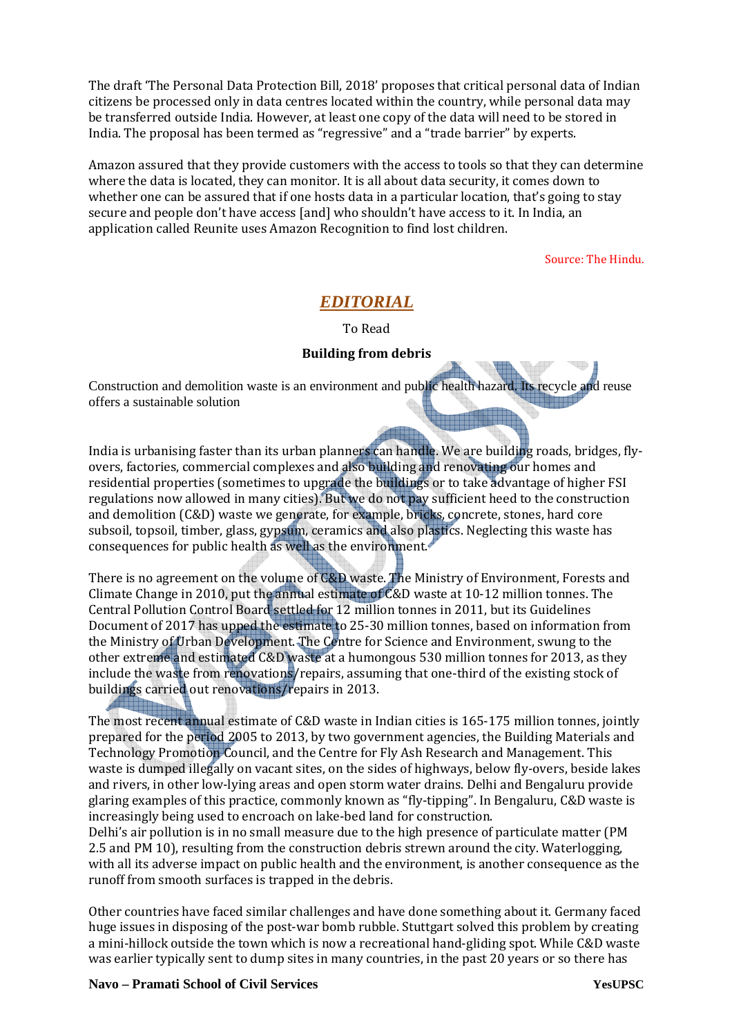The draft 'The Personal Data Protection Bill, 2018' proposes that critical personal data of Indian citizens be processed only in data centres located within the country, while personal data may be transferred outside India. However, at least one copy of the data will need to be stored in India. The proposal has been termed as "regressive" and a "trade barrier" by experts.

Amazon assured that they provide customers with the access to tools so that they can determine where the data is located, they can monitor. It is all about data security, it comes down to whether one can be assured that if one hosts data in a particular location, that's going to stay secure and people don't have access [and] who shouldn't have access to it. In India, an application called Reunite uses Amazon Recognition to find lost children.

Source: The Hindu.

## *EDITORIAL*

To Read

**Building from debris**

Construction and demolition waste is an environment and public health hazard. Its recycle and reuse offers a sustainable solution

India is urbanising faster than its urban planners can handle. We are building roads, bridges, fly-overs, factories, commercial complexes and also building and renovating our homes and residential properties (sometimes to upgrade the buildings or to take advantage of higher FSI regulations now allowed in many cities). But we do not pay sufficient heed to the construction and demolition (C&D) waste we generate, for example, bricks, concrete, stones, hard core subsoil, topsoil, timber, glass, gypsum, ceramics and also plastics. Neglecting this waste has consequences for public health as well as the environment.

There is no agreement on the volume of C&D waste. The Ministry of Environment, Forests and Climate Change in 2010, put the annual estimate of C&D waste at 10-12 million tonnes. The Central Pollution Control Board settled for 12 million tonnes in 2011, but its Guidelines Document of 2017 has upped the estimate to 25-30 million tonnes, based on information from the Ministry of Urban Development. The Centre for Science and Environment, swung to the other extreme and estimated C&D waste at a humongous 530 million tonnes for 2013, as they include the waste from renovations/repairs, assuming that one-third of the existing stock of buildings carried out renovations/repairs in 2013.

The most recent annual estimate of C&D waste in Indian cities is 165-175 million tonnes, jointly prepared for the period 2005 to 2013, by two government agencies, the Building Materials and Technology Promotion Council, and the Centre for Fly Ash Research and Management. This waste is dumped illegally on vacant sites, on the sides of highways, below fly-overs, beside lakes and rivers, in other low-lying areas and open storm water drains. Delhi and Bengaluru provide glaring examples of this practice, commonly known as "fly-tipping". In Bengaluru, C&D waste is increasingly being used to encroach on lake-bed land for construction.
Delhi's air pollution is in no small measure due to the high presence of particulate matter (PM 2.5 and PM 10), resulting from the construction debris strewn around the city. Waterlogging, with all its adverse impact on public health and the environment, is another consequence as the runoff from smooth surfaces is trapped in the debris.

Other countries have faced similar challenges and have done something about it. Germany faced huge issues in disposing of the post-war bomb rubble. Stuttgart solved this problem by creating a mini-hillock outside the town which is now a recreational hand-gliding spot. While C&D waste was earlier typically sent to dump sites in many countries, in the past 20 years or so there has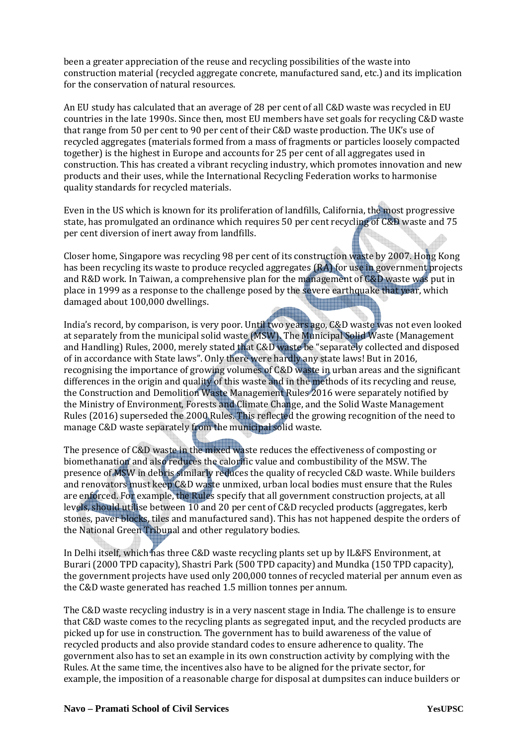been a greater appreciation of the reuse and recycling possibilities of the waste into construction material (recycled aggregate concrete, manufactured sand, etc.) and its implication for the conservation of natural resources.

An EU study has calculated that an average of 28 per cent of all C&D waste was recycled in EU countries in the late 1990s. Since then, most EU members have set goals for recycling C&D waste that range from 50 per cent to 90 per cent of their C&D waste production. The UK's use of recycled aggregates (materials formed from a mass of fragments or particles loosely compacted together) is the highest in Europe and accounts for 25 per cent of all aggregates used in construction. This has created a vibrant recycling industry, which promotes innovation and new products and their uses, while the International Recycling Federation works to harmonise quality standards for recycled materials.

Even in the US which is known for its proliferation of landfills, California, the most progressive state, has promulgated an ordinance which requires 50 per cent recycling of C&D waste and 75 per cent diversion of inert away from landfills.

Closer home, Singapore was recycling 98 per cent of its construction waste by 2007. Hong Kong has been recycling its waste to produce recycled aggregates (RA) for use in government projects and R&D work. In Taiwan, a comprehensive plan for the management of C&D waste was put in place in 1999 as a response to the challenge posed by the severe earthquake that year, which damaged about 100,000 dwellings.

India's record, by comparison, is very poor. Until two years ago, C&D waste was not even looked at separately from the municipal solid waste (MSW). The Municipal Solid Waste (Management and Handling) Rules, 2000, merely stated that C&D waste be "separately collected and disposed of in accordance with State laws". Only there were hardly any state laws! But in 2016, recognising the importance of growing volumes of C&D waste in urban areas and the significant differences in the origin and quality of this waste and in the methods of its recycling and reuse, the Construction and Demolition Waste Management Rules 2016 were separately notified by the Ministry of Environment, Forests and Climate Change, and the Solid Waste Management Rules (2016) superseded the 2000 Rules. This reflected the growing recognition of the need to manage C&D waste separately from the municipal solid waste.

The presence of C&D waste in the mixed waste reduces the effectiveness of composting or biomethanation and also reduces the calorific value and combustibility of the MSW. The presence of MSW in debris similarly reduces the quality of recycled C&D waste. While builders and renovators must keep C&D waste unmixed, urban local bodies must ensure that the Rules are enforced. For example, the Rules specify that all government construction projects, at all levels, should utilise between 10 and 20 per cent of C&D recycled products (aggregates, kerb stones, paver blocks, tiles and manufactured sand). This has not happened despite the orders of the National Green Tribunal and other regulatory bodies.

In Delhi itself, which has three C&D waste recycling plants set up by IL&FS Environment, at Burari (2000 TPD capacity), Shastri Park (500 TPD capacity) and Mundka (150 TPD capacity), the government projects have used only 200,000 tonnes of recycled material per annum even as the C&D waste generated has reached 1.5 million tonnes per annum.

The C&D waste recycling industry is in a very nascent stage in India. The challenge is to ensure that C&D waste comes to the recycling plants as segregated input, and the recycled products are picked up for use in construction. The government has to build awareness of the value of recycled products and also provide standard codes to ensure adherence to quality. The government also has to set an example in its own construction activity by complying with the Rules. At the same time, the incentives also have to be aligned for the private sector, for example, the imposition of a reasonable charge for disposal at dumpsites can induce builders or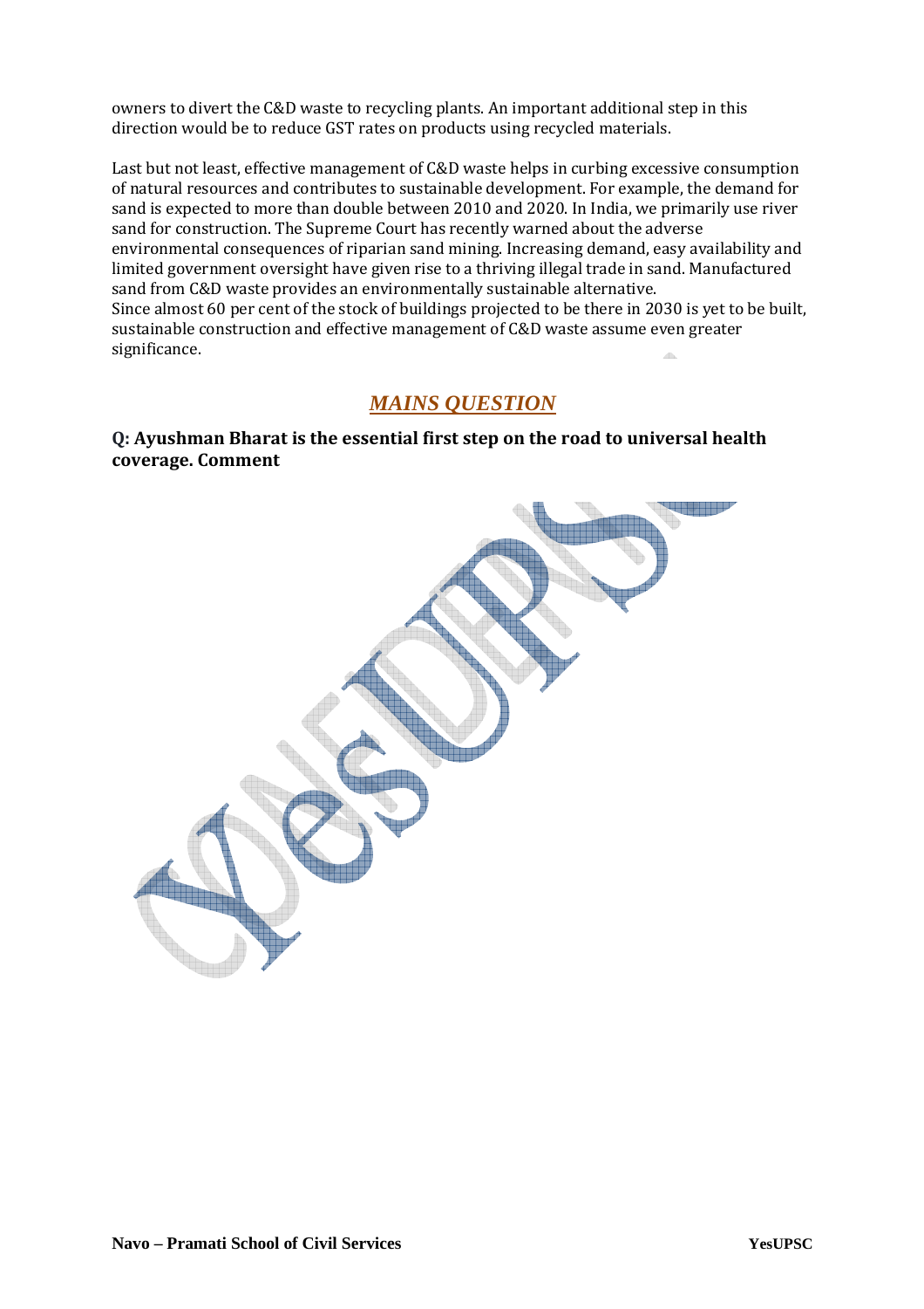owners to divert the C&D waste to recycling plants. An important additional step in this direction would be to reduce GST rates on products using recycled materials.

Last but not least, effective management of C&D waste helps in curbing excessive consumption of natural resources and contributes to sustainable development. For example, the demand for sand is expected to more than double between 2010 and 2020. In India, we primarily use river sand for construction. The Supreme Court has recently warned about the adverse environmental consequences of riparian sand mining. Increasing demand, easy availability and limited government oversight have given rise to a thriving illegal trade in sand. Manufactured sand from C&D waste provides an environmentally sustainable alternative.
Since almost 60 per cent of the stock of buildings projected to be there in 2030 is yet to be built, sustainable construction and effective management of C&D waste assume even greater significance.

## *MAINS QUESTION*

**Q: Ayushman Bharat is the essential first step on the road to universal health coverage. Comment**